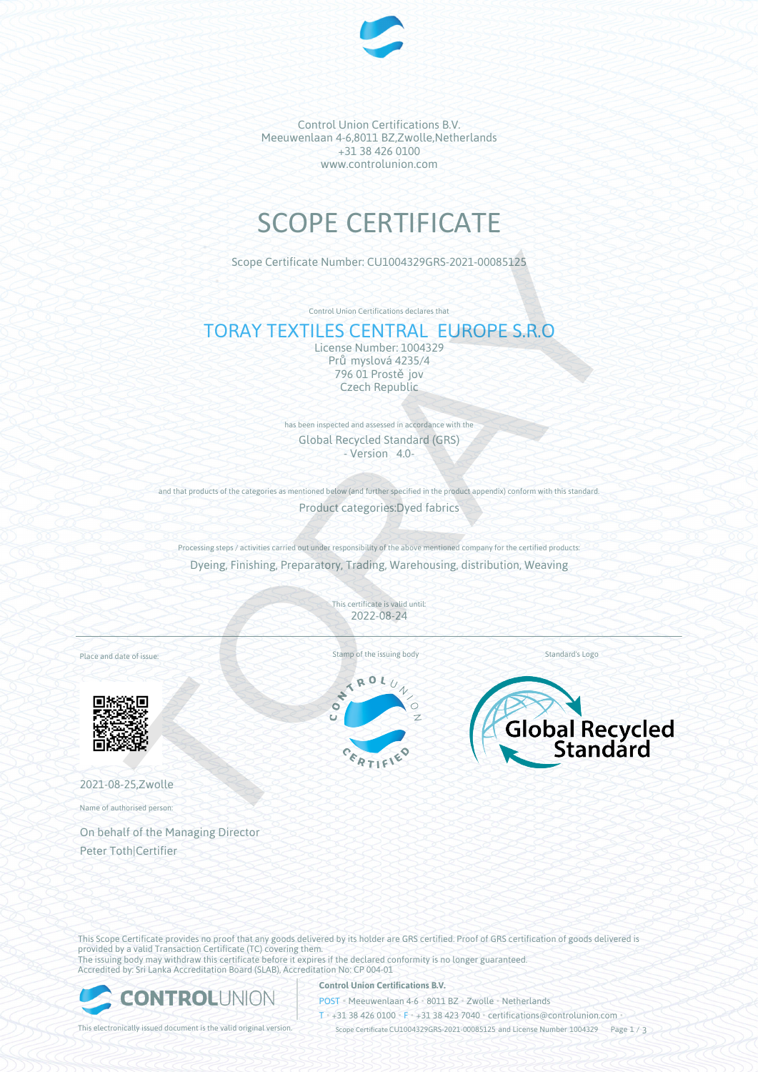Control Union Certifications B.V.
Meeuwenlaan 4-6,8011 BZ,Zwolle,Netherlands
+31 38 426 0100
www.controlunion.com

# SCOPE CERTIFICATE

Scope Certificate Number: CU1004329GRS-2021-00085125

Control Union Certifications declares that

## TORAY TEXTILES CENTRAL EUROPE S.R.O

License Number: 1004329
Prů myslová 4235/4
796 01 Prostě jov
Czech Republic

has been inspected and assessed in accordance with the

Global Recycled Standard (GRS)
- Version 4.0-

and that products of the categories as mentioned below (and further specified in the product appendix) conform with this standard.

Product categories:Dyed fabrics

Processing steps / activities carried out under responsibility of the above mentioned company for the certified products:

Dyeing, Finishing, Preparatory, Trading, Warehousing, distribution, Weaving

This certificate is valid until:
2022-08-24

Place and date of issue:

Stamp of the issuing body

Standard's Logo

2021-08-25,Zwolle

Name of authorised person:

On behalf of the Managing Director
Peter Toth|Certifier

This Scope Certificate provides no proof that any goods delivered by its holder are GRS certified. Proof of GRS certification of goods delivered is provided by a valid Transaction Certificate (TC) covering them.
The issuing body may withdraw this certificate before it expires if the declared conformity is no longer guaranteed.
Accredited by: Sri Lanka Accreditation Board (SLAB), Accreditation No: CP 004-01

This electronically issued document is the valid original version.

**Control Union Certifications B.V.**
POST • Meeuwenlaan 4-6 • 8011 BZ • Zwolle • Netherlands
T • +31 38 426 0100 • F • +31 38 423 7040 • certifications@controlunion.com •
Scope Certificate CU1004329GRS-2021-00085125 and License Number 1004329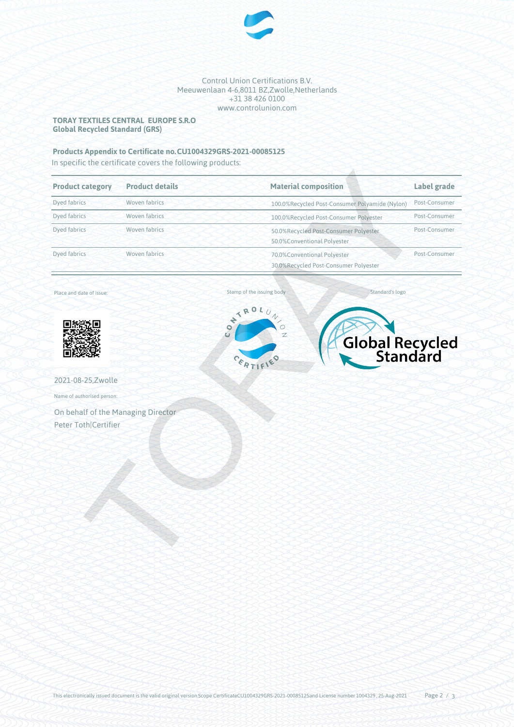Control Union Certifications B.V.
Meeuwenlaan 4-6,8011 BZ,Zwolle,Netherlands
+31 38 426 0100
www.controlunion.com

**TORAY TEXTILES CENTRAL EUROPE S.R.O**
**Global Recycled Standard (GRS)**

**Products Appendix to Certificate no.CU1004329GRS-2021-00085125**

In specific the certificate covers the following products:

| Product category | Product details | Material composition | Label grade |
|---|---|---|---|
| Dyed fabrics | Woven fabrics | 100.0%Recycled Post-Consumer Polyamide (Nylon) | Post-Consumer |
| Dyed fabrics | Woven fabrics | 100.0%Recycled Post-Consumer Polyester | Post-Consumer |
| Dyed fabrics | Woven fabrics | 50.0%Recycled Post-Consumer Polyester<br>50.0%Conventional Polyester | Post-Consumer |
| Dyed fabrics | Woven fabrics | 70.0%Conventional Polyester<br>30.0%Recycled Post-Consumer Polyester | Post-Consumer |

Place and date of issue:

2021-08-25,Zwolle

Stamp of the issuing body

Standard's logo

Name of authorised person:

On behalf of the Managing Director
Peter Toth|Certifier

This electronically issued document is the valid original version.Scope CertificateCU1004329GRS-2021-00085125and License number 1004329, 25-Aug-2021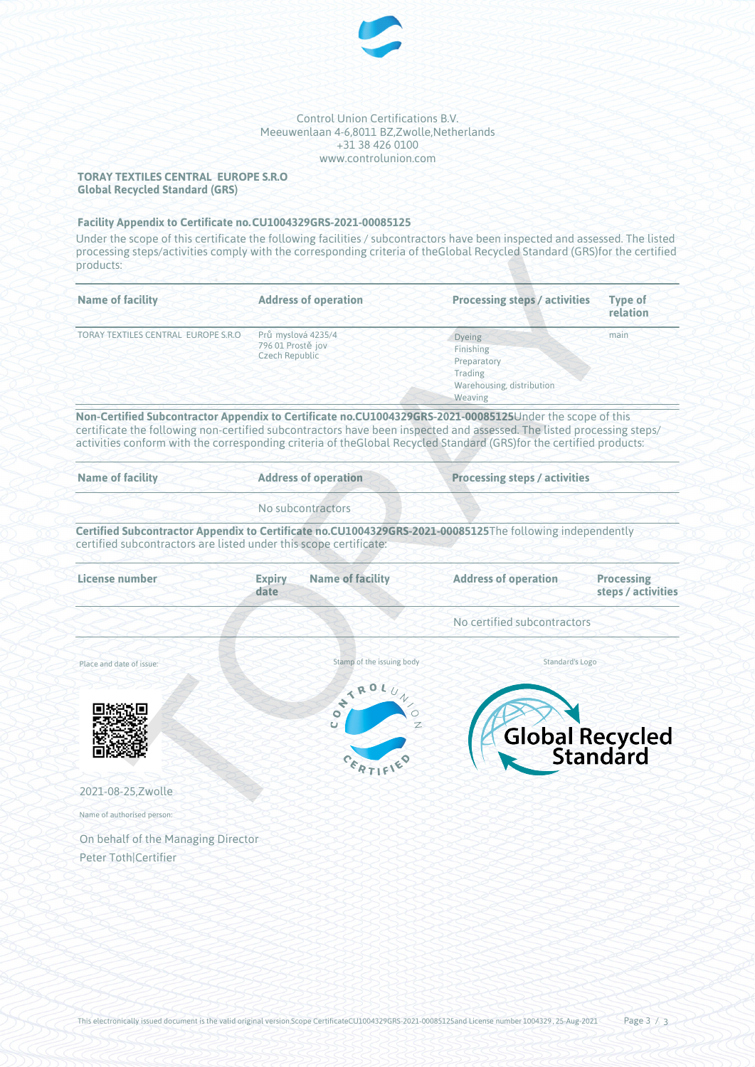Control Union Certifications B.V.
Meeuwenlaan 4-6,8011 BZ,Zwolle,Netherlands
+31 38 426 0100
www.controlunion.com

**TORAY TEXTILES CENTRAL EUROPE S.R.O**
**Global Recycled Standard (GRS)**

**Facility Appendix to Certificate no. CU1004329GRS-2021-00085125**

Under the scope of this certificate the following facilities / subcontractors have been inspected and assessed. The listed processing steps/activities comply with the corresponding criteria of theGlobal Recycled Standard (GRS)for the certified products:

| Name of facility | Address of operation | Processing steps / activities | Type of relation |
|---|---|---|---|
| TORAY TEXTILES CENTRAL EUROPE S.R.O | Prů myslová 4235/4<br>796 01 Prostě jov<br>Czech Republic | Dyeing<br>Finishing<br>Preparatory<br>Trading<br>Warehousing, distribution<br>Weaving | main |

**Non-Certified Subcontractor Appendix to Certificate no.CU1004329GRS-2021-00085125**Under the scope of this certificate the following non-certified subcontractors have been inspected and assessed. The listed processing steps/ activities conform with the corresponding criteria of theGlobal Recycled Standard (GRS)for the certified products:

| Name of facility | Address of operation | Processing steps / activities |
|---|---|---|
| | No subcontractors | |

**Certified Subcontractor Appendix to Certificate no.CU1004329GRS-2021-00085125**The following independently certified subcontractors are listed under this scope certificate:

| License number | Expiry date | Name of facility | Address of operation | Processing steps / activities |
|---|---|---|---|---|
| | | | No certified subcontractors | |

Place and date of issue:

2021-08-25,Zwolle

Stamp of the issuing body

Standard's Logo

Name of authorised person:

On behalf of the Managing Director
Peter Toth|Certifier

This electronically issued document is the valid original version.Scope CertificateCU1004329GRS-2021-00085125and License number 1004329 , 25-Aug-2021